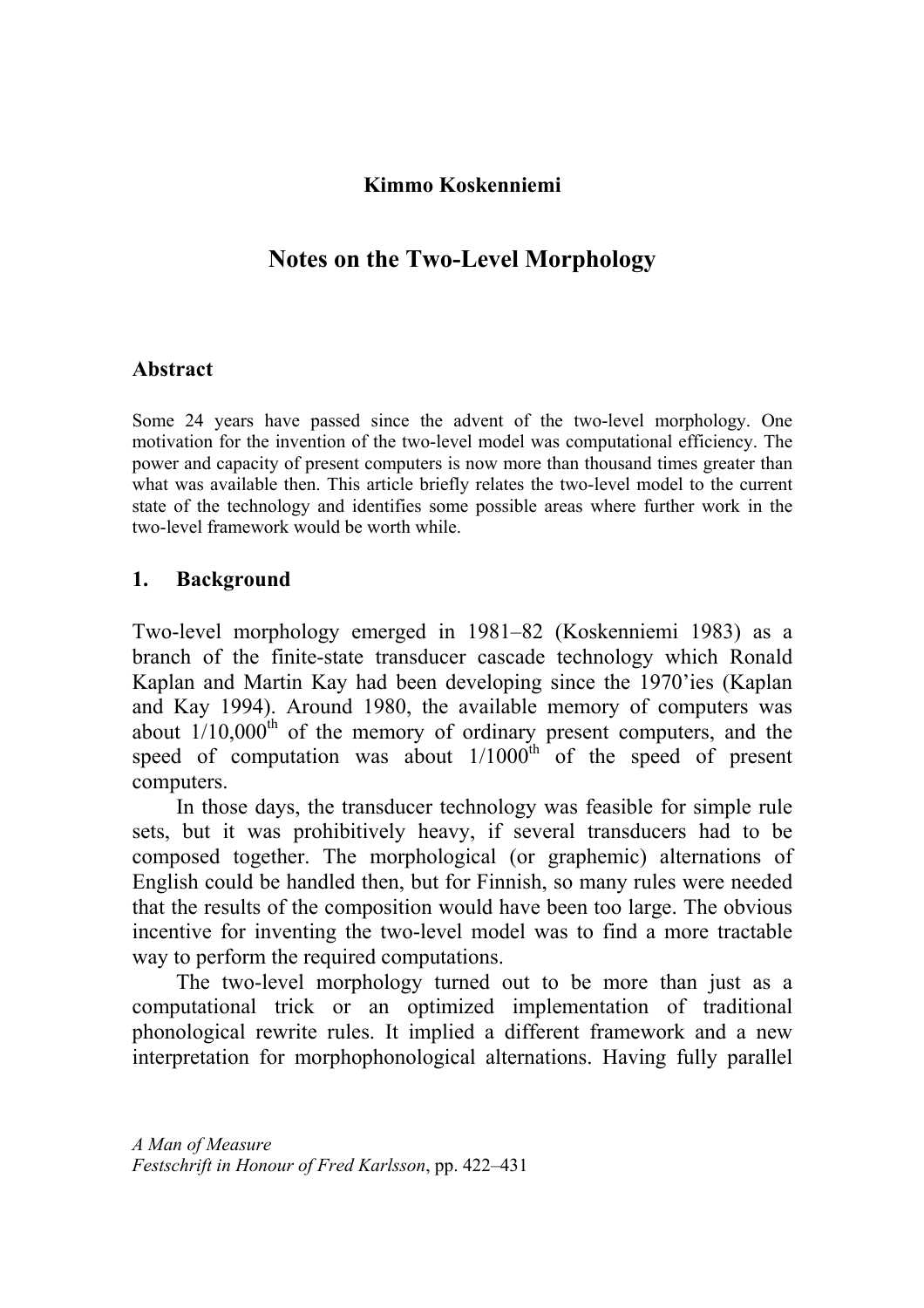**Kimmo Koskenniemi**

# Notes on the Two-Level Morphology

## Abstract

Some 24 years have passed since the advent of the two-level morphology. One motivation for the invention of the two-level model was computational efficiency. The power and capacity of present computers is now more than thousand times greater than what was available then. This article briefly relates the two-level model to the current state of the technology and identifies some possible areas where further work in the two-level framework would be worth while.

## 1. Background

Two-level morphology emerged in 1981–82 (Koskenniemi 1983) as a branch of the finite-state transducer cascade technology which Ronald Kaplan and Martin Kay had been developing since the 1970'ies (Kaplan and Kay 1994). Around 1980, the available memory of computers was about 1/10,000$^{th}$ of the memory of ordinary present computers, and the speed of computation was about 1/1000$^{th}$ of the speed of present computers.

In those days, the transducer technology was feasible for simple rule sets, but it was prohibitively heavy, if several transducers had to be composed together. The morphological (or graphemic) alternations of English could be handled then, but for Finnish, so many rules were needed that the results of the composition would have been too large. The obvious incentive for inventing the two-level model was to find a more tractable way to perform the required computations.

The two-level morphology turned out to be more than just as a computational trick or an optimized implementation of traditional phonological rewrite rules. It implied a different framework and a new interpretation for morphophonological alternations. Having fully parallel

*A Man of Measure*
*Festschrift in Honour of Fred Karlsson*, pp. 422–431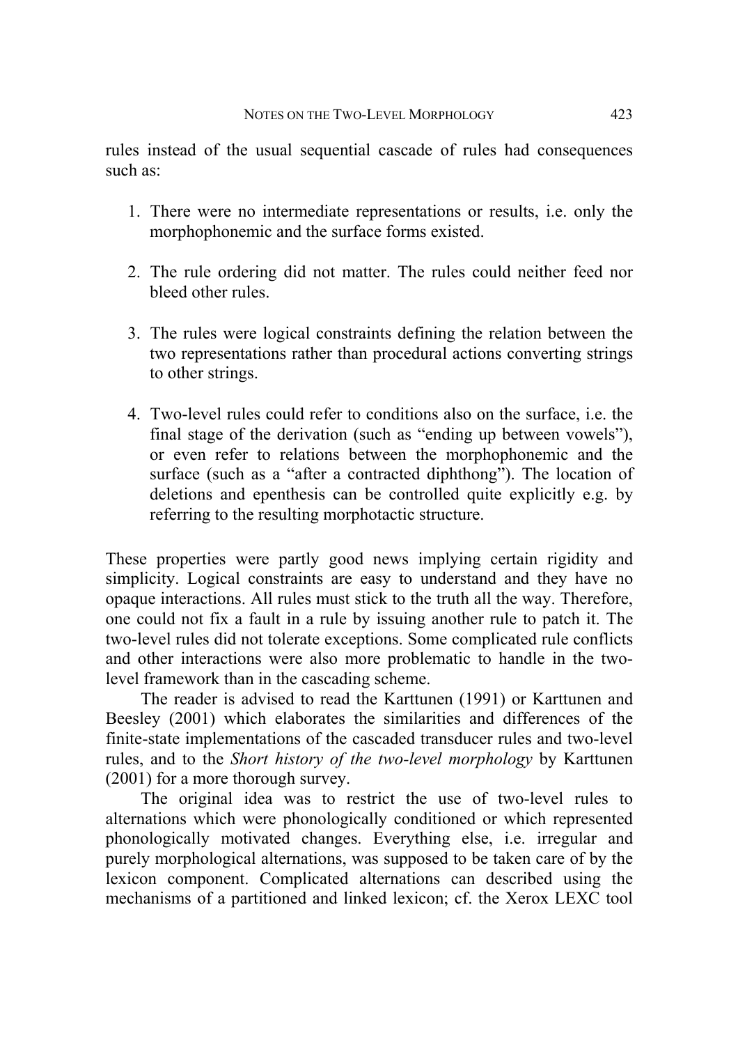rules instead of the usual sequential cascade of rules had consequences such as:

1. There were no intermediate representations or results, i.e. only the morphophonemic and the surface forms existed.

2. The rule ordering did not matter. The rules could neither feed nor bleed other rules.

3. The rules were logical constraints defining the relation between the two representations rather than procedural actions converting strings to other strings.

4. Two-level rules could refer to conditions also on the surface, i.e. the final stage of the derivation (such as "ending up between vowels"), or even refer to relations between the morphophonemic and the surface (such as a "after a contracted diphthong"). The location of deletions and epenthesis can be controlled quite explicitly e.g. by referring to the resulting morphotactic structure.

These properties were partly good news implying certain rigidity and simplicity. Logical constraints are easy to understand and they have no opaque interactions. All rules must stick to the truth all the way. Therefore, one could not fix a fault in a rule by issuing another rule to patch it. The two-level rules did not tolerate exceptions. Some complicated rule conflicts and other interactions were also more problematic to handle in the two-level framework than in the cascading scheme.

The reader is advised to read the Karttunen (1991) or Karttunen and Beesley (2001) which elaborates the similarities and differences of the finite-state implementations of the cascaded transducer rules and two-level rules, and to the *Short history of the two-level morphology* by Karttunen (2001) for a more thorough survey.

The original idea was to restrict the use of two-level rules to alternations which were phonologically conditioned or which represented phonologically motivated changes. Everything else, i.e. irregular and purely morphological alternations, was supposed to be taken care of by the lexicon component. Complicated alternations can described using the mechanisms of a partitioned and linked lexicon; cf. the Xerox LEXC tool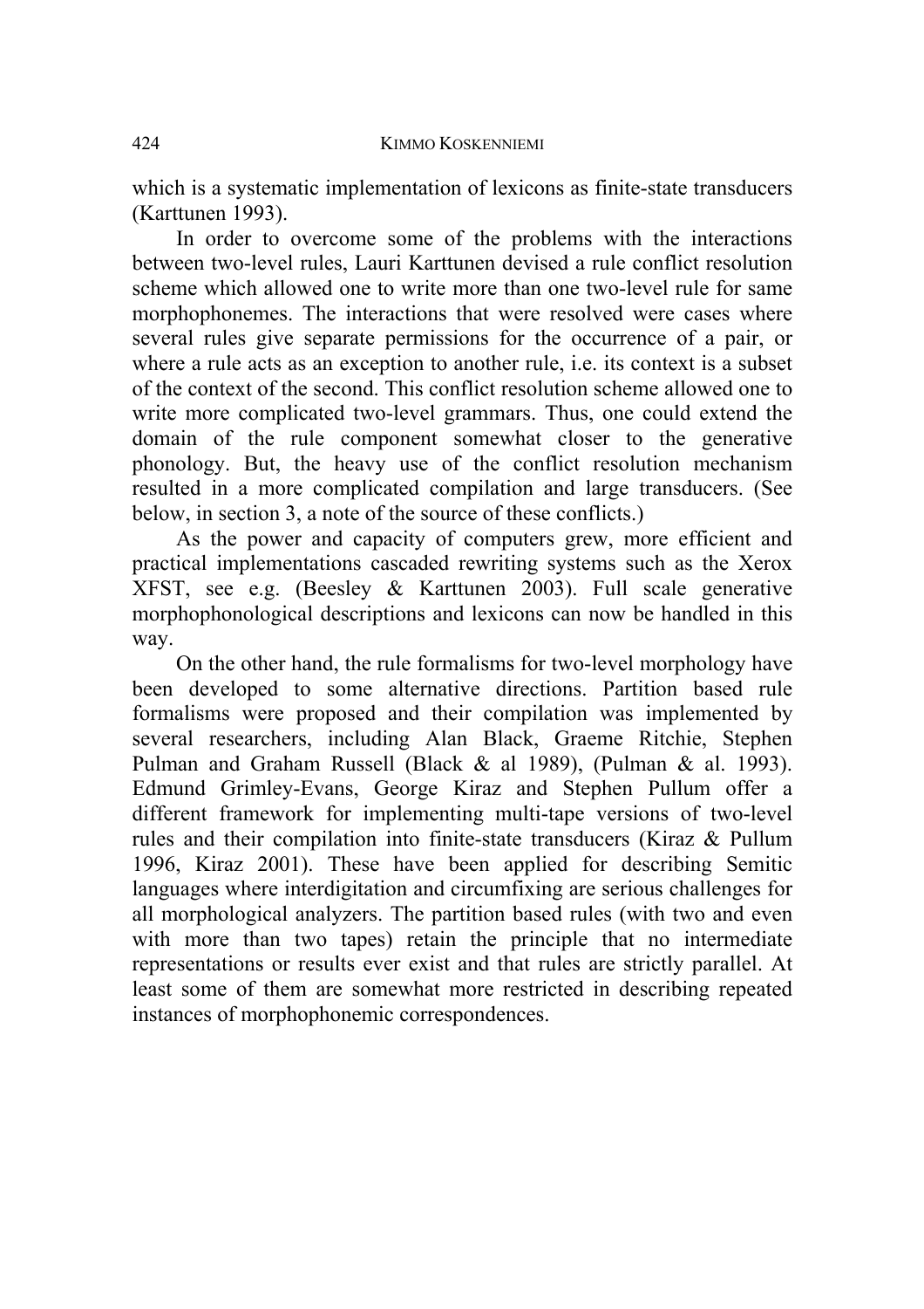which is a systematic implementation of lexicons as finite-state transducers (Karttunen 1993).

In order to overcome some of the problems with the interactions between two-level rules, Lauri Karttunen devised a rule conflict resolution scheme which allowed one to write more than one two-level rule for same morphophonemes. The interactions that were resolved were cases where several rules give separate permissions for the occurrence of a pair, or where a rule acts as an exception to another rule, i.e. its context is a subset of the context of the second. This conflict resolution scheme allowed one to write more complicated two-level grammars. Thus, one could extend the domain of the rule component somewhat closer to the generative phonology. But, the heavy use of the conflict resolution mechanism resulted in a more complicated compilation and large transducers. (See below, in section 3, a note of the source of these conflicts.)

As the power and capacity of computers grew, more efficient and practical implementations cascaded rewriting systems such as the Xerox XFST, see e.g. (Beesley & Karttunen 2003). Full scale generative morphophonological descriptions and lexicons can now be handled in this way.

On the other hand, the rule formalisms for two-level morphology have been developed to some alternative directions. Partition based rule formalisms were proposed and their compilation was implemented by several researchers, including Alan Black, Graeme Ritchie, Stephen Pulman and Graham Russell (Black & al 1989), (Pulman & al. 1993). Edmund Grimley-Evans, George Kiraz and Stephen Pullum offer a different framework for implementing multi-tape versions of two-level rules and their compilation into finite-state transducers (Kiraz & Pullum 1996, Kiraz 2001). These have been applied for describing Semitic languages where interdigitation and circumfixing are serious challenges for all morphological analyzers. The partition based rules (with two and even with more than two tapes) retain the principle that no intermediate representations or results ever exist and that rules are strictly parallel. At least some of them are somewhat more restricted in describing repeated instances of morphophonemic correspondences.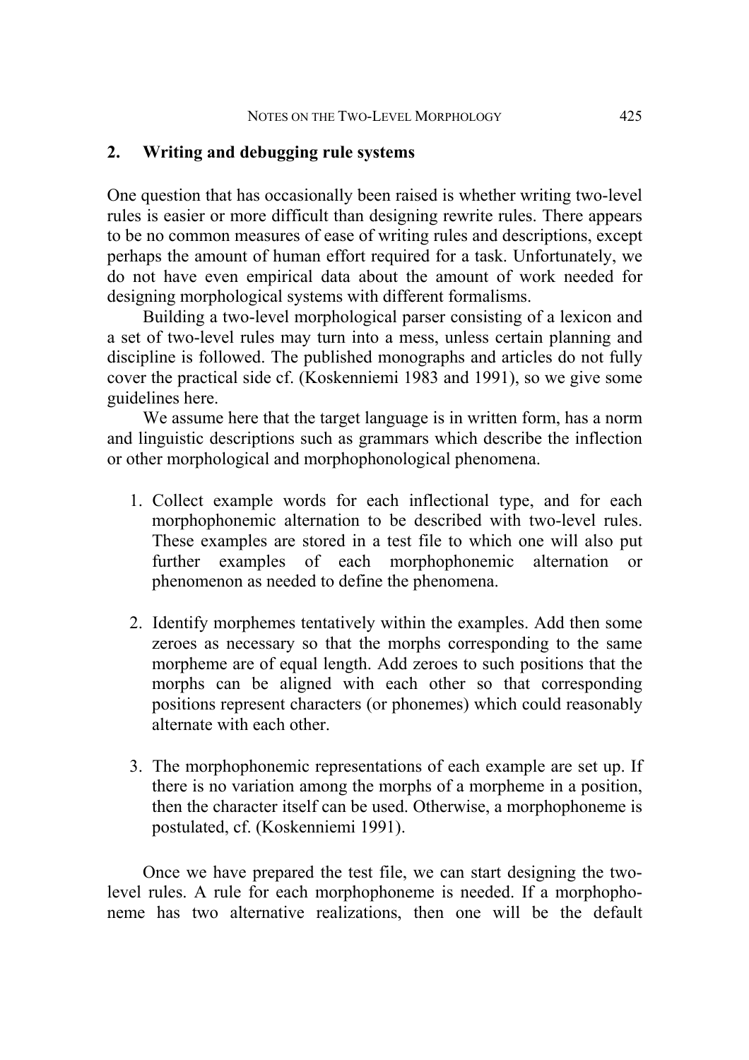## 2. Writing and debugging rule systems

One question that has occasionally been raised is whether writing two-level rules is easier or more difficult than designing rewrite rules. There appears to be no common measures of ease of writing rules and descriptions, except perhaps the amount of human effort required for a task. Unfortunately, we do not have even empirical data about the amount of work needed for designing morphological systems with different formalisms.

Building a two-level morphological parser consisting of a lexicon and a set of two-level rules may turn into a mess, unless certain planning and discipline is followed. The published monographs and articles do not fully cover the practical side cf. (Koskenniemi 1983 and 1991), so we give some guidelines here.

We assume here that the target language is in written form, has a norm and linguistic descriptions such as grammars which describe the inflection or other morphological and morphophonological phenomena.

1. Collect example words for each inflectional type, and for each morphophonemic alternation to be described with two-level rules. These examples are stored in a test file to which one will also put further examples of each morphophonemic alternation or phenomenon as needed to define the phenomena.

2. Identify morphemes tentatively within the examples. Add then some zeroes as necessary so that the morphs corresponding to the same morpheme are of equal length. Add zeroes to such positions that the morphs can be aligned with each other so that corresponding positions represent characters (or phonemes) which could reasonably alternate with each other.

3. The morphophonemic representations of each example are set up. If there is no variation among the morphs of a morpheme in a position, then the character itself can be used. Otherwise, a morphophoneme is postulated, cf. (Koskenniemi 1991).

Once we have prepared the test file, we can start designing the two-level rules. A rule for each morphophoneme is needed. If a morphophoneme has two alternative realizations, then one will be the default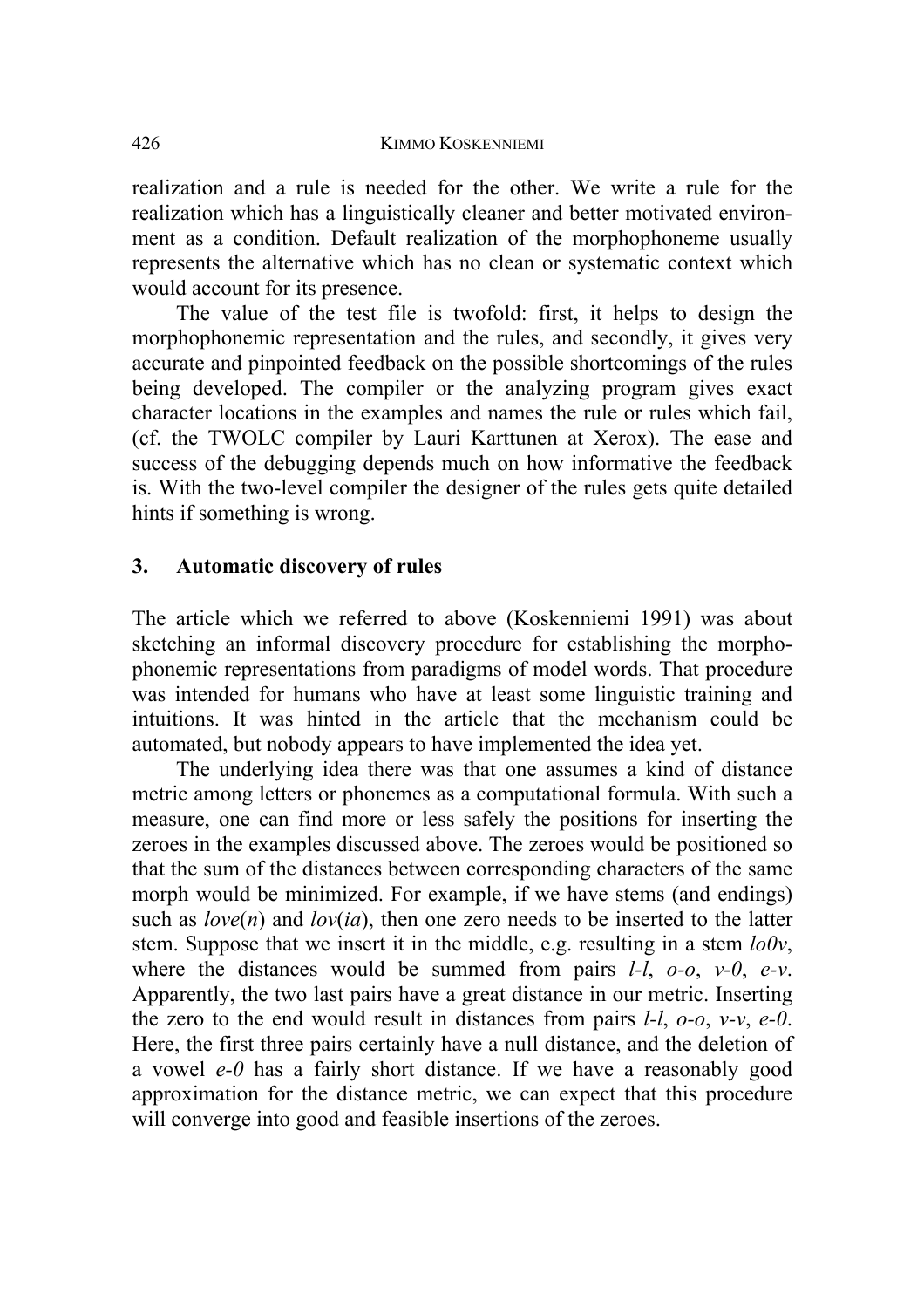realization and a rule is needed for the other. We write a rule for the realization which has a linguistically cleaner and better motivated environment as a condition. Default realization of the morphophoneme usually represents the alternative which has no clean or systematic context which would account for its presence.

The value of the test file is twofold: first, it helps to design the morphophonemic representation and the rules, and secondly, it gives very accurate and pinpointed feedback on the possible shortcomings of the rules being developed. The compiler or the analyzing program gives exact character locations in the examples and names the rule or rules which fail, (cf. the TWOLC compiler by Lauri Karttunen at Xerox). The ease and success of the debugging depends much on how informative the feedback is. With the two-level compiler the designer of the rules gets quite detailed hints if something is wrong.

## 3. Automatic discovery of rules

The article which we referred to above (Koskenniemi 1991) was about sketching an informal discovery procedure for establishing the morphophonemic representations from paradigms of model words. That procedure was intended for humans who have at least some linguistic training and intuitions. It was hinted in the article that the mechanism could be automated, but nobody appears to have implemented the idea yet.

The underlying idea there was that one assumes a kind of distance metric among letters or phonemes as a computational formula. With such a measure, one can find more or less safely the positions for inserting the zeroes in the examples discussed above. The zeroes would be positioned so that the sum of the distances between corresponding characters of the same morph would be minimized. For example, if we have stems (and endings) such as *love*(*n*) and *lov*(*ia*), then one zero needs to be inserted to the latter stem. Suppose that we insert it in the middle, e.g. resulting in a stem *lo0v*, where the distances would be summed from pairs *l-l*, *o-o*, *v-0*, *e-v*. Apparently, the two last pairs have a great distance in our metric. Inserting the zero to the end would result in distances from pairs *l-l*, *o-o*, *v-v*, *e-0*. Here, the first three pairs certainly have a null distance, and the deletion of a vowel *e-0* has a fairly short distance. If we have a reasonably good approximation for the distance metric, we can expect that this procedure will converge into good and feasible insertions of the zeroes.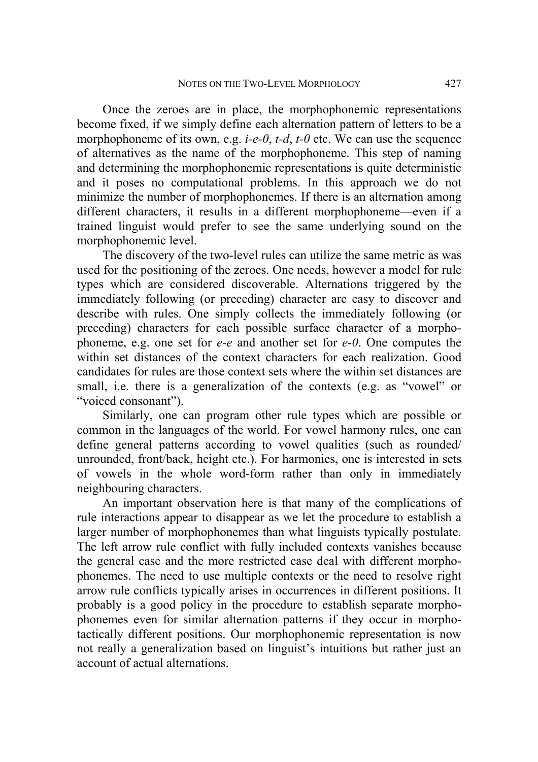Once the zeroes are in place, the morphophonemic representations become fixed, if we simply define each alternation pattern of letters to be a morphophoneme of its own, e.g. *i-e-0*, *t-d*, *t-0* etc. We can use the sequence of alternatives as the name of the morphophoneme. This step of naming and determining the morphophonemic representations is quite deterministic and it poses no computational problems. In this approach we do not minimize the number of morphophonemes. If there is an alternation among different characters, it results in a different morphophoneme—even if a trained linguist would prefer to see the same underlying sound on the morphophonemic level.

The discovery of the two-level rules can utilize the same metric as was used for the positioning of the zeroes. One needs, however a model for rule types which are considered discoverable. Alternations triggered by the immediately following (or preceding) character are easy to discover and describe with rules. One simply collects the immediately following (or preceding) characters for each possible surface character of a morphophoneme, e.g. one set for *e-e* and another set for *e-0*. One computes the within set distances of the context characters for each realization. Good candidates for rules are those context sets where the within set distances are small, i.e. there is a generalization of the contexts (e.g. as "vowel" or "voiced consonant").

Similarly, one can program other rule types which are possible or common in the languages of the world. For vowel harmony rules, one can define general patterns according to vowel qualities (such as rounded/unrounded, front/back, height etc.). For harmonies, one is interested in sets of vowels in the whole word-form rather than only in immediately neighbouring characters.

An important observation here is that many of the complications of rule interactions appear to disappear as we let the procedure to establish a larger number of morphophonemes than what linguists typically postulate. The left arrow rule conflict with fully included contexts vanishes because the general case and the more restricted case deal with different morphophonemes. The need to use multiple contexts or the need to resolve right arrow rule conflicts typically arises in occurrences in different positions. It probably is a good policy in the procedure to establish separate morphophonemes even for similar alternation patterns if they occur in morphotactically different positions. Our morphophonemic representation is now not really a generalization based on linguist's intuitions but rather just an account of actual alternations.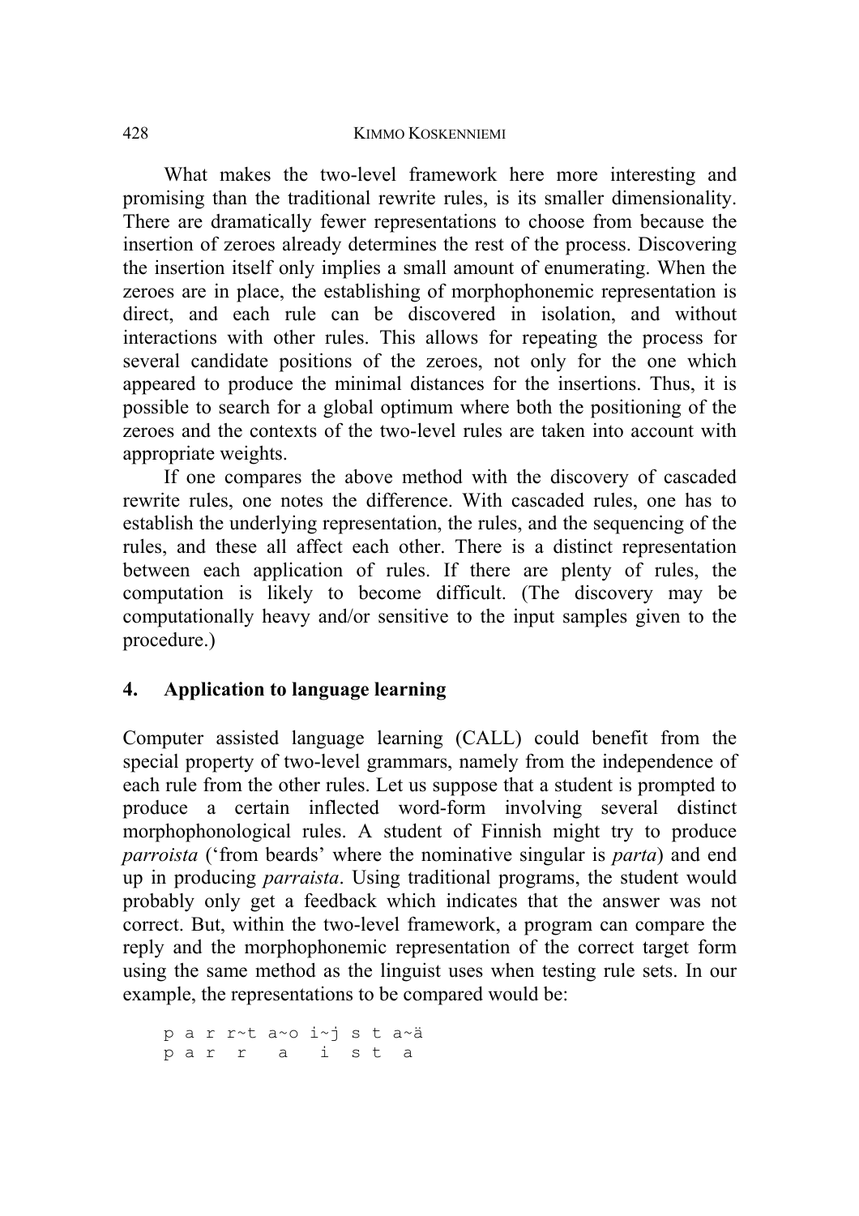What makes the two-level framework here more interesting and promising than the traditional rewrite rules, is its smaller dimensionality. There are dramatically fewer representations to choose from because the insertion of zeroes already determines the rest of the process. Discovering the insertion itself only implies a small amount of enumerating. When the zeroes are in place, the establishing of morphophonemic representation is direct, and each rule can be discovered in isolation, and without interactions with other rules. This allows for repeating the process for several candidate positions of the zeroes, not only for the one which appeared to produce the minimal distances for the insertions. Thus, it is possible to search for a global optimum where both the positioning of the zeroes and the contexts of the two-level rules are taken into account with appropriate weights.

If one compares the above method with the discovery of cascaded rewrite rules, one notes the difference. With cascaded rules, one has to establish the underlying representation, the rules, and the sequencing of the rules, and these all affect each other. There is a distinct representation between each application of rules. If there are plenty of rules, the computation is likely to become difficult. (The discovery may be computationally heavy and/or sensitive to the input samples given to the procedure.)

## 4. Application to language learning

Computer assisted language learning (CALL) could benefit from the special property of two-level grammars, namely from the independence of each rule from the other rules. Let us suppose that a student is prompted to produce a certain inflected word-form involving several distinct morphophonological rules. A student of Finnish might try to produce *parroista* ('from beards' where the nominative singular is *parta*) and end up in producing *parraista*. Using traditional programs, the student would probably only get a feedback which indicates that the answer was not correct. But, within the two-level framework, a program can compare the reply and the morphophonemic representation of the correct target form using the same method as the linguist uses when testing rule sets. In our example, the representations to be compared would be:

```
p a r r~t a~o i~j s t a~ä
p a r r   a   i   s t a
```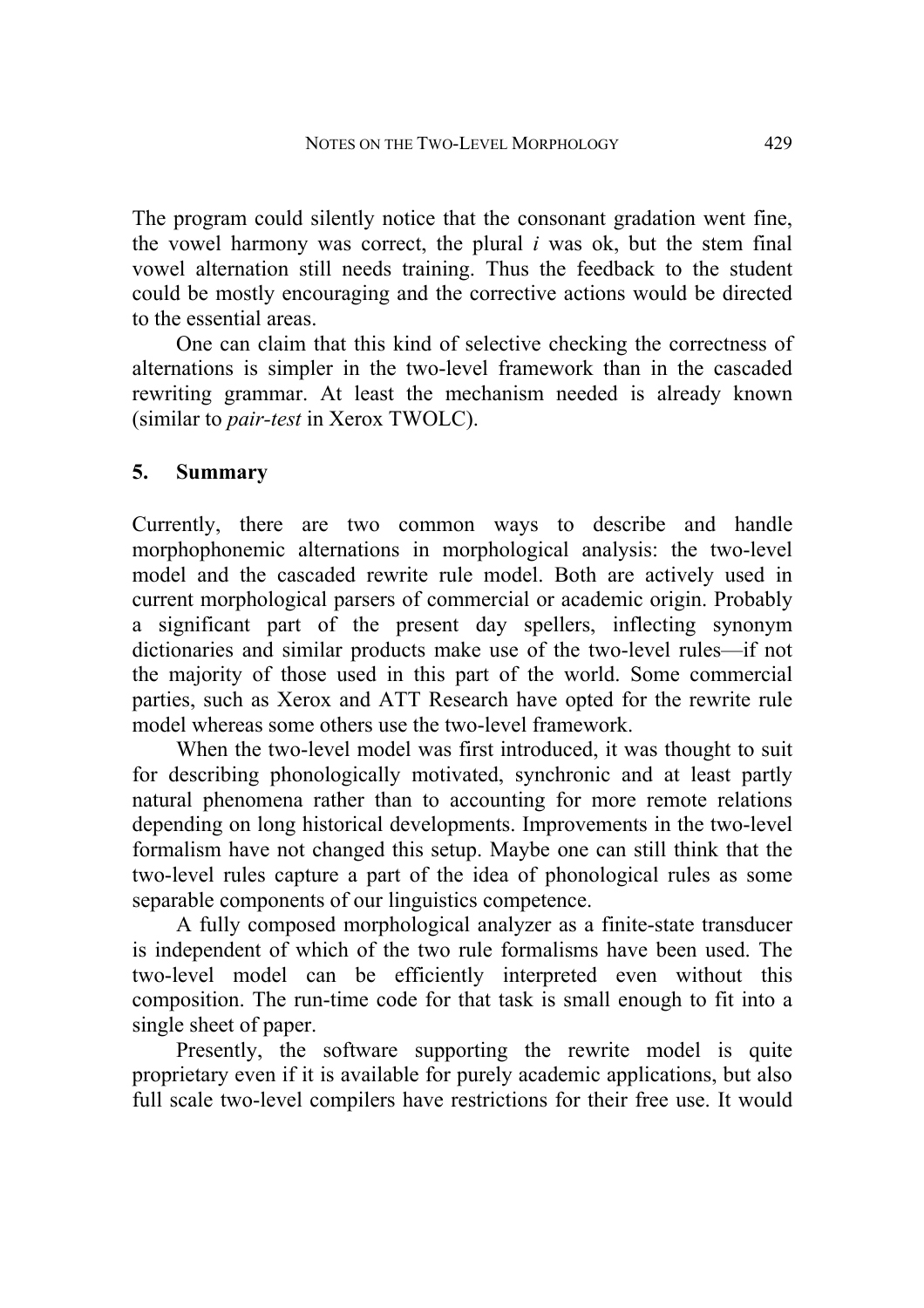The program could silently notice that the consonant gradation went fine, the vowel harmony was correct, the plural *i* was ok, but the stem final vowel alternation still needs training. Thus the feedback to the student could be mostly encouraging and the corrective actions would be directed to the essential areas.

One can claim that this kind of selective checking the correctness of alternations is simpler in the two-level framework than in the cascaded rewriting grammar. At least the mechanism needed is already known (similar to *pair-test* in Xerox TWOLC).

## 5. Summary

Currently, there are two common ways to describe and handle morphophonemic alternations in morphological analysis: the two-level model and the cascaded rewrite rule model. Both are actively used in current morphological parsers of commercial or academic origin. Probably a significant part of the present day spellers, inflecting synonym dictionaries and similar products make use of the two-level rules—if not the majority of those used in this part of the world. Some commercial parties, such as Xerox and ATT Research have opted for the rewrite rule model whereas some others use the two-level framework.

When the two-level model was first introduced, it was thought to suit for describing phonologically motivated, synchronic and at least partly natural phenomena rather than to accounting for more remote relations depending on long historical developments. Improvements in the two-level formalism have not changed this setup. Maybe one can still think that the two-level rules capture a part of the idea of phonological rules as some separable components of our linguistics competence.

A fully composed morphological analyzer as a finite-state transducer is independent of which of the two rule formalisms have been used. The two-level model can be efficiently interpreted even without this composition. The run-time code for that task is small enough to fit into a single sheet of paper.

Presently, the software supporting the rewrite model is quite proprietary even if it is available for purely academic applications, but also full scale two-level compilers have restrictions for their free use. It would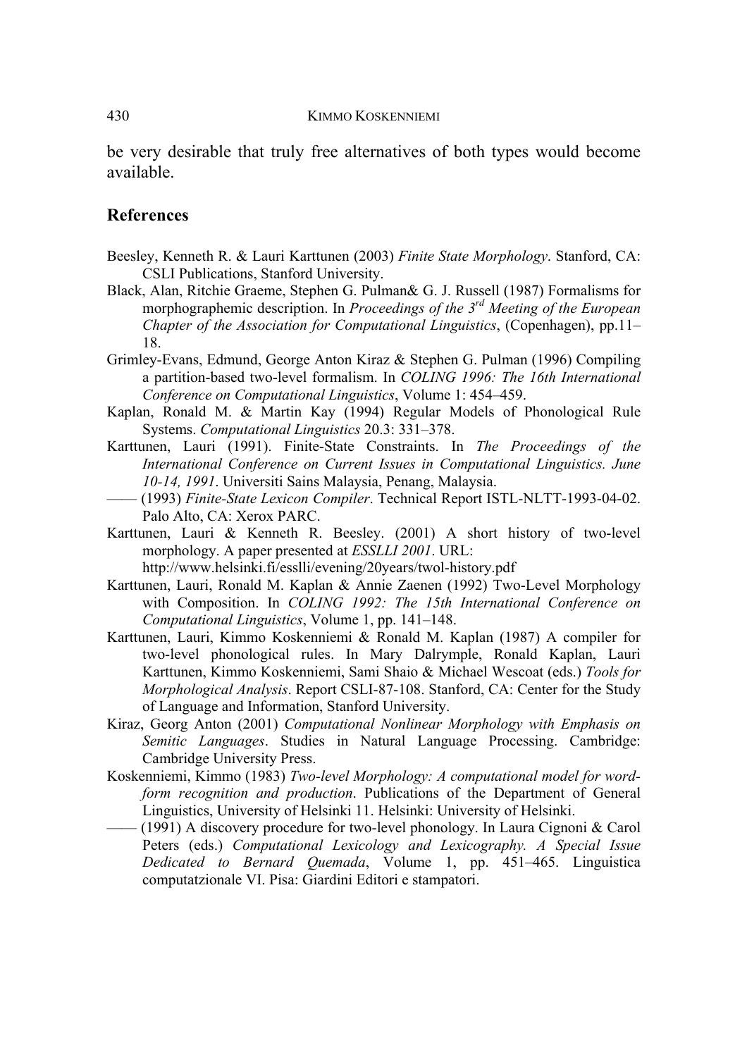be very desirable that truly free alternatives of both types would become available.

## References

Beesley, Kenneth R. & Lauri Karttunen (2003) *Finite State Morphology*. Stanford, CA: CSLI Publications, Stanford University.

Black, Alan, Ritchie Graeme, Stephen G. Pulman& G. J. Russell (1987) Formalisms for morphographemic description. In *Proceedings of the 3rd Meeting of the European Chapter of the Association for Computational Linguistics*, (Copenhagen), pp.11–18.

Grimley-Evans, Edmund, George Anton Kiraz & Stephen G. Pulman (1996) Compiling a partition-based two-level formalism. In *COLING 1996: The 16th International Conference on Computational Linguistics*, Volume 1: 454–459.

Kaplan, Ronald M. & Martin Kay (1994) Regular Models of Phonological Rule Systems. *Computational Linguistics* 20.3: 331–378.

Karttunen, Lauri (1991). Finite-State Constraints. In *The Proceedings of the International Conference on Current Issues in Computational Linguistics. June 10-14, 1991*. Universiti Sains Malaysia, Penang, Malaysia.

—— (1993) *Finite-State Lexicon Compiler*. Technical Report ISTL-NLTT-1993-04-02. Palo Alto, CA: Xerox PARC.

Karttunen, Lauri & Kenneth R. Beesley. (2001) A short history of two-level morphology. A paper presented at *ESSLLI 2001*. URL: http://www.helsinki.fi/esslli/evening/20years/twol-history.pdf

Karttunen, Lauri, Ronald M. Kaplan & Annie Zaenen (1992) Two-Level Morphology with Composition. In *COLING 1992: The 15th International Conference on Computational Linguistics*, Volume 1, pp. 141–148.

Karttunen, Lauri, Kimmo Koskenniemi & Ronald M. Kaplan (1987) A compiler for two-level phonological rules. In Mary Dalrymple, Ronald Kaplan, Lauri Karttunen, Kimmo Koskenniemi, Sami Shaio & Michael Wescoat (eds.) *Tools for Morphological Analysis*. Report CSLI-87-108. Stanford, CA: Center for the Study of Language and Information, Stanford University.

Kiraz, Georg Anton (2001) *Computational Nonlinear Morphology with Emphasis on Semitic Languages*. Studies in Natural Language Processing. Cambridge: Cambridge University Press.

Koskenniemi, Kimmo (1983) *Two-level Morphology: A computational model for word-form recognition and production*. Publications of the Department of General Linguistics, University of Helsinki 11. Helsinki: University of Helsinki.

—— (1991) A discovery procedure for two-level phonology. In Laura Cignoni & Carol Peters (eds.) *Computational Lexicology and Lexicography. A Special Issue Dedicated to Bernard Quemada*, Volume 1, pp. 451–465. Linguistica computatzionale VI. Pisa: Giardini Editori e stampatori.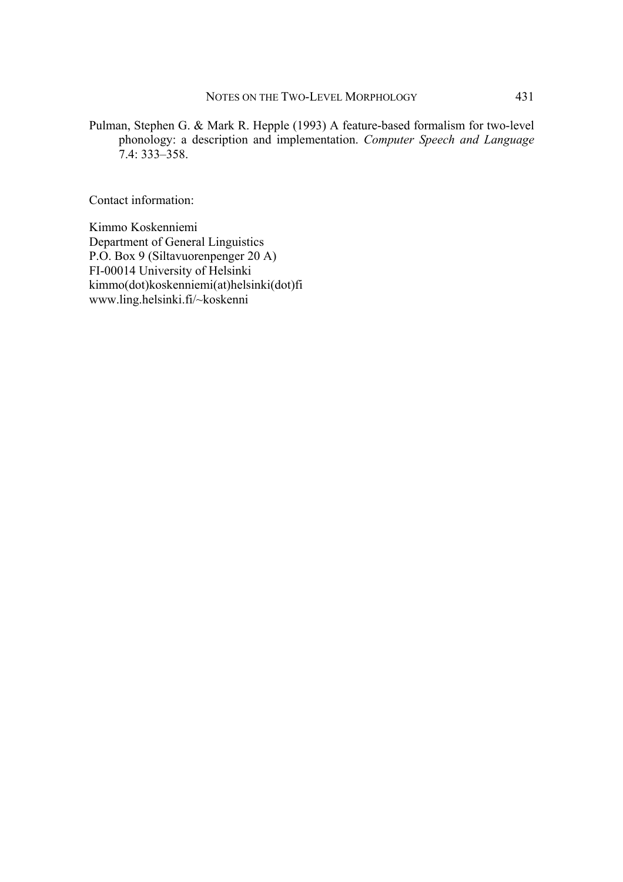Pulman, Stephen G. & Mark R. Hepple (1993) A feature-based formalism for two-level phonology: a description and implementation. *Computer Speech and Language* 7.4: 333–358.

Contact information:

Kimmo Koskenniemi
Department of General Linguistics
P.O. Box 9 (Siltavuorenpenger 20 A)
FI-00014 University of Helsinki
kimmo(dot)koskenniemi(at)helsinki(dot)fi
www.ling.helsinki.fi/~koskenni